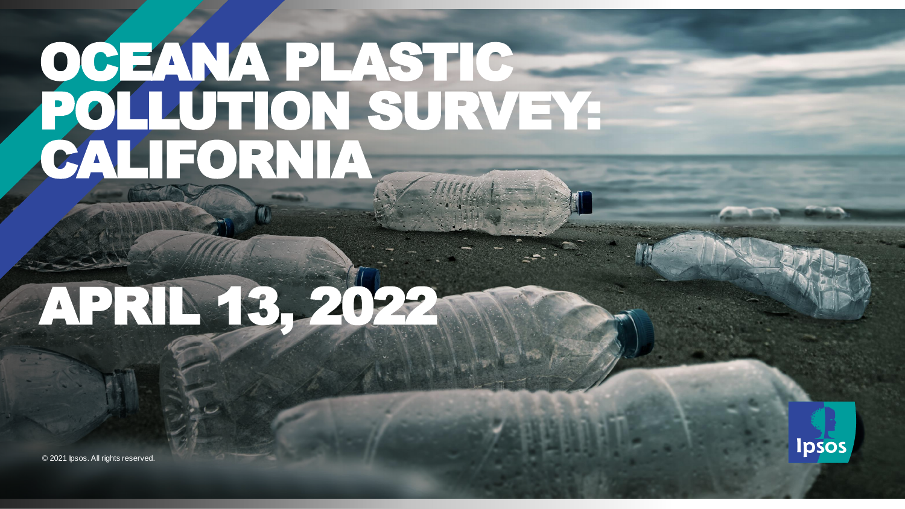# OCEANA PLASTIC POLLUTION SURVEY: CALIFORNIA

## APRIL 13, 2022

© 2021 Ipsos. All rights reserved.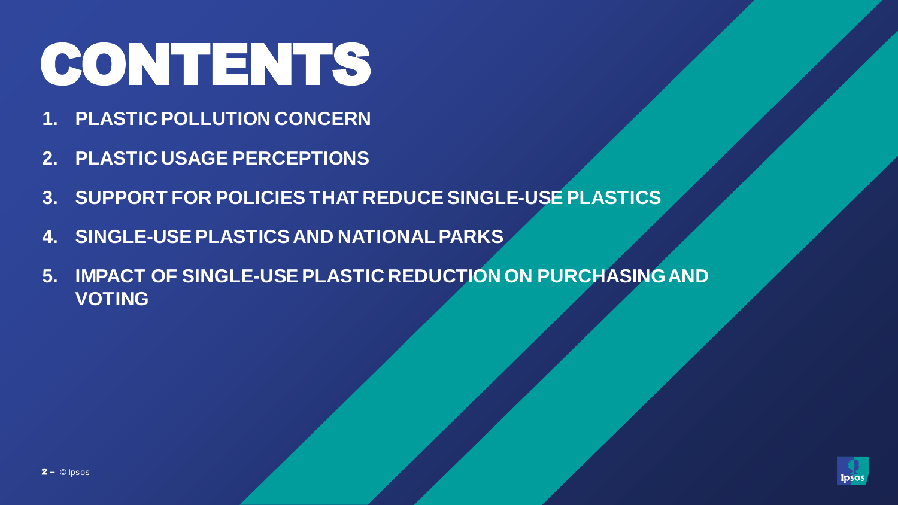# CONTENTS

1. PLASTIC POLLUTION CONCERN
2. PLASTIC USAGE PERCEPTIONS
3. SUPPORT FOR POLICIES THAT REDUCE SINGLE-USE PLASTICS
4. SINGLE-USE PLASTICS AND NATIONAL PARKS
5. IMPACT OF SINGLE-USE PLASTIC REDUCTION ON PURCHASING AND VOTING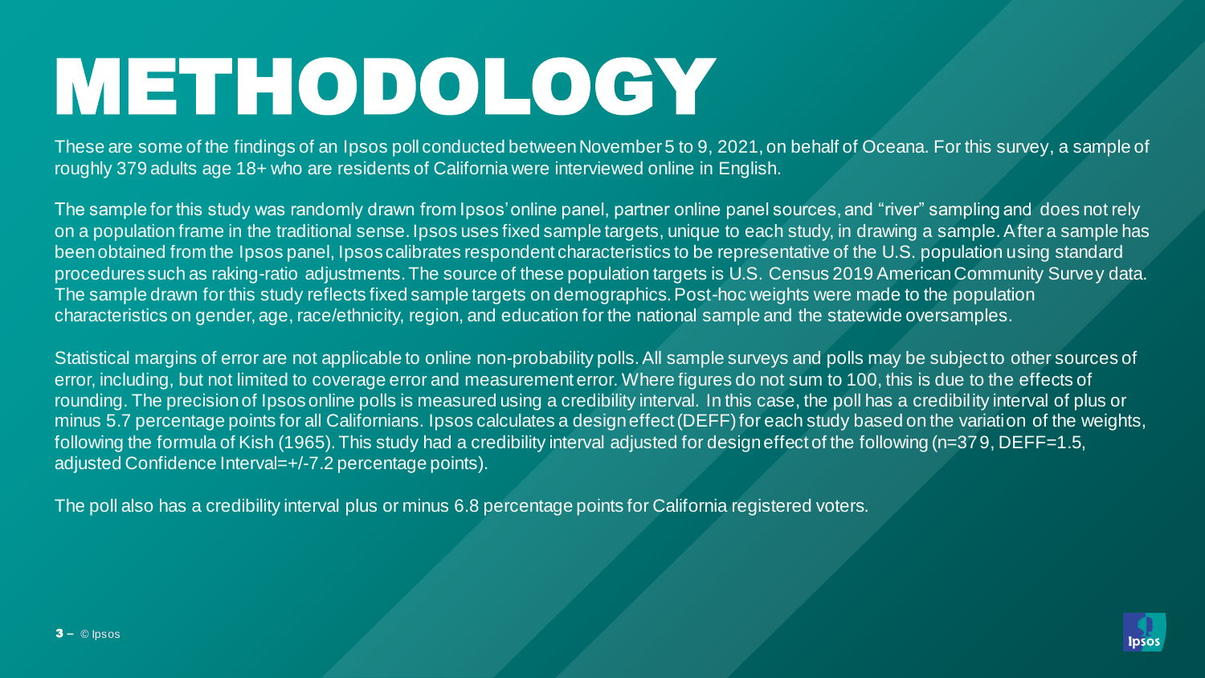# METHODOLOGY

These are some of the findings of an Ipsos poll conducted between November 5 to 9, 2021, on behalf of Oceana. For this survey, a sample of roughly 379 adults age 18+ who are residents of California were interviewed online in English.

The sample for this study was randomly drawn from Ipsos' online panel, partner online panel sources, and "river" sampling and does not rely on a population frame in the traditional sense. Ipsos uses fixed sample targets, unique to each study, in drawing a sample. After a sample has been obtained from the Ipsos panel, Ipsos calibrates respondent characteristics to be representative of the U.S. population using standard procedures such as raking-ratio adjustments. The source of these population targets is U.S. Census 2019 American Community Survey data. The sample drawn for this study reflects fixed sample targets on demographics. Post-hoc weights were made to the population characteristics on gender, age, race/ethnicity, region, and education for the national sample and the statewide oversamples.

Statistical margins of error are not applicable to online non-probability polls. All sample surveys and polls may be subject to other sources of error, including, but not limited to coverage error and measurement error. Where figures do not sum to 100, this is due to the effects of rounding. The precision of Ipsos online polls is measured using a credibility interval. In this case, the poll has a credibility interval of plus or minus 5.7 percentage points for all Californians. Ipsos calculates a design effect (DEFF) for each study based on the variation of the weights, following the formula of Kish (1965). This study had a credibility interval adjusted for design effect of the following (n=379, DEFF=1.5, adjusted Confidence Interval=+/-7.2 percentage points).

The poll also has a credibility interval plus or minus 6.8 percentage points for California registered voters.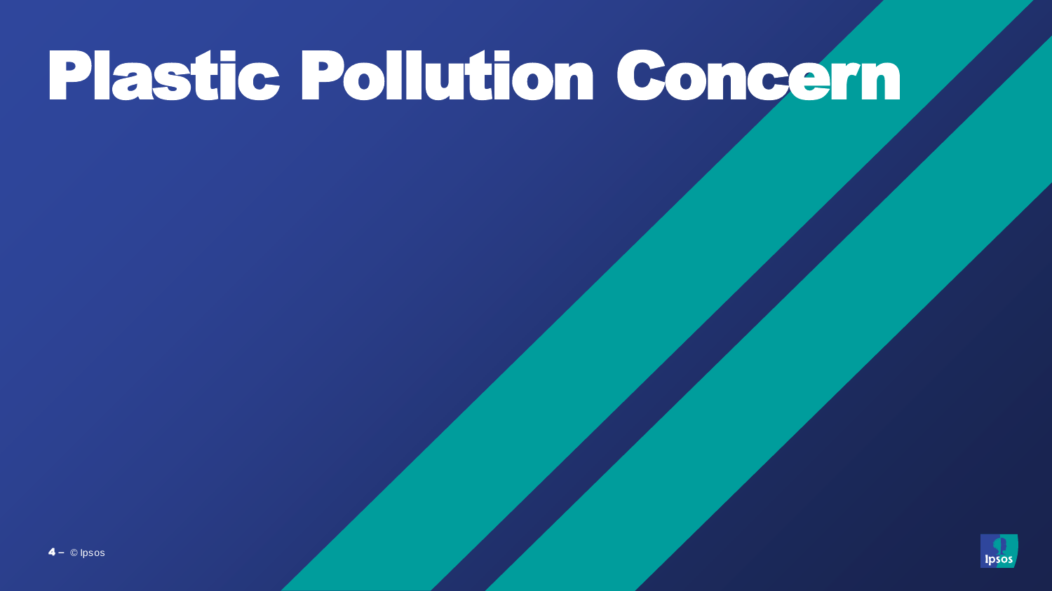# Plastic Pollution Concern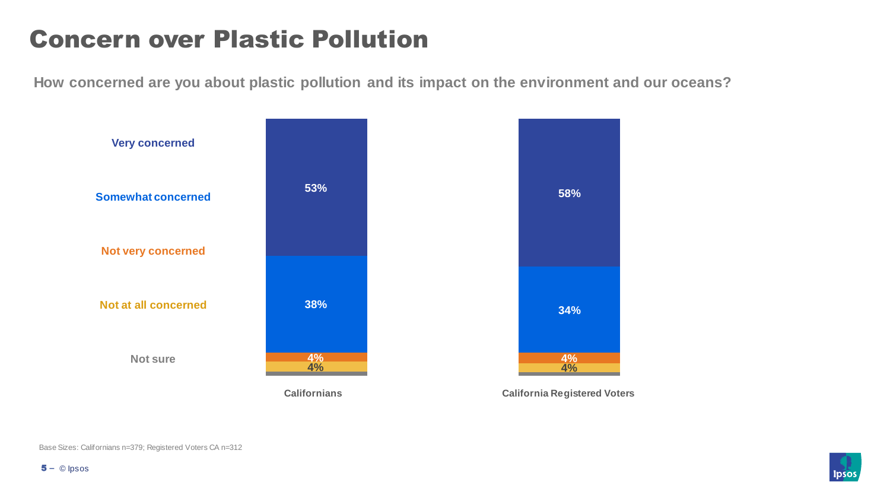# Concern over Plastic Pollution

**How concerned are you about plastic pollution and its impact on the environment and our oceans?**

| | Californians | California Registered Voters |
|---|---|---|
| Very concerned | 53% | 58% |
| Somewhat concerned | 38% | 34% |
| Not very concerned | 4% | 4% |
| Not at all concerned | 4% | 4% |
| Not sure | | |

Base Sizes: Californians n=379; Registered Voters CA n=312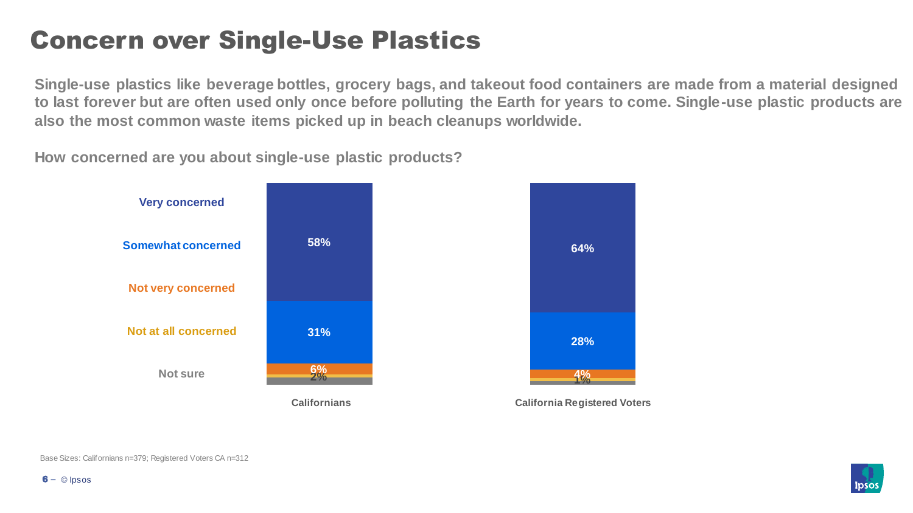# Concern over Single-Use Plastics

**Single-use plastics like beverage bottles, grocery bags, and takeout food containers are made from a material designed to last forever but are often used only once before polluting the Earth for years to come. Single-use plastic products are also the most common waste items picked up in beach cleanups worldwide.**

**How concerned are you about single-use plastic products?**

| | Californians | California Registered Voters |
|---|---|---|
| Very concerned | 58% | 64% |
| Somewhat concerned | 31% | 28% |
| Not very concerned | 6% | 4% |
| Not at all concerned | | |
| Not sure | 2% | 1% |

Base Sizes: Californians n=379; Registered Voters CA n=312

© Ipsos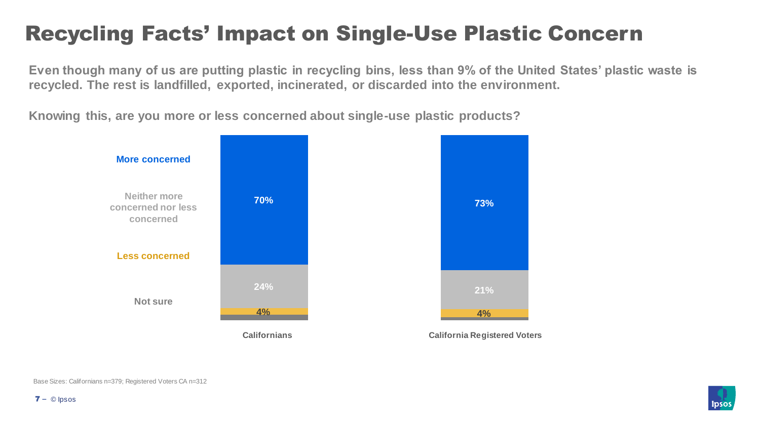# Recycling Facts' Impact on Single-Use Plastic Concern

**Even though many of us are putting plastic in recycling bins, less than 9% of the United States' plastic waste is recycled. The rest is landfilled, exported, incinerated, or discarded into the environment.**

**Knowing this, are you more or less concerned about single-use plastic products?**

| | Californians | California Registered Voters |
|---|---|---|
| More concerned | 70% | 73% |
| Neither more concerned nor less concerned | 24% | 21% |
| Less concerned | 4% | 4% |
| Not sure | | |

Base Sizes: Californians n=379; Registered Voters CA n=312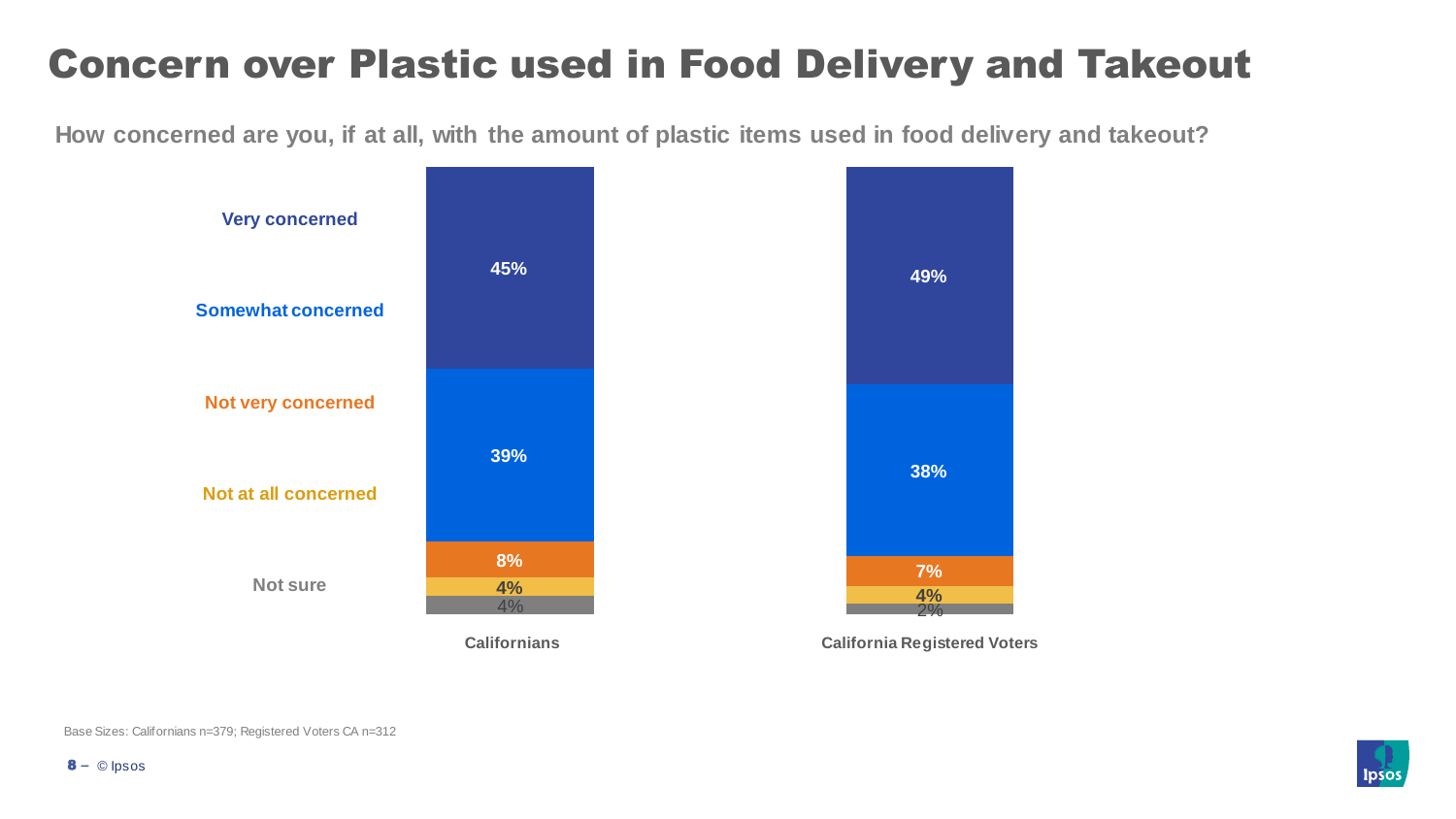# Concern over Plastic used in Food Delivery and Takeout

**How concerned are you, if at all, with the amount of plastic items used in food delivery and takeout?**

| | Californians | California Registered Voters |
|---|---|---|
| Very concerned | 45% | 49% |
| Somewhat concerned | 39% | 38% |
| Not very concerned | 8% | 7% |
| Not at all concerned | 4% | 4% |
| Not sure | 4% | 2% |

Base Sizes: Californians n=379; Registered Voters CA n=312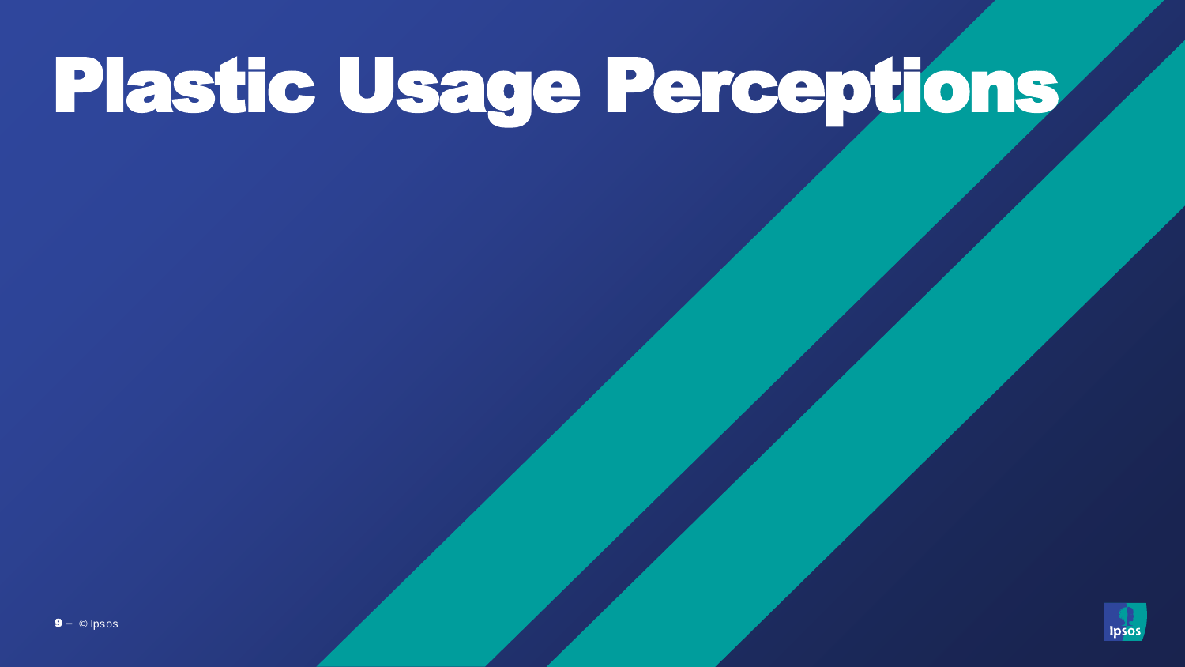# Plastic Usage Perceptions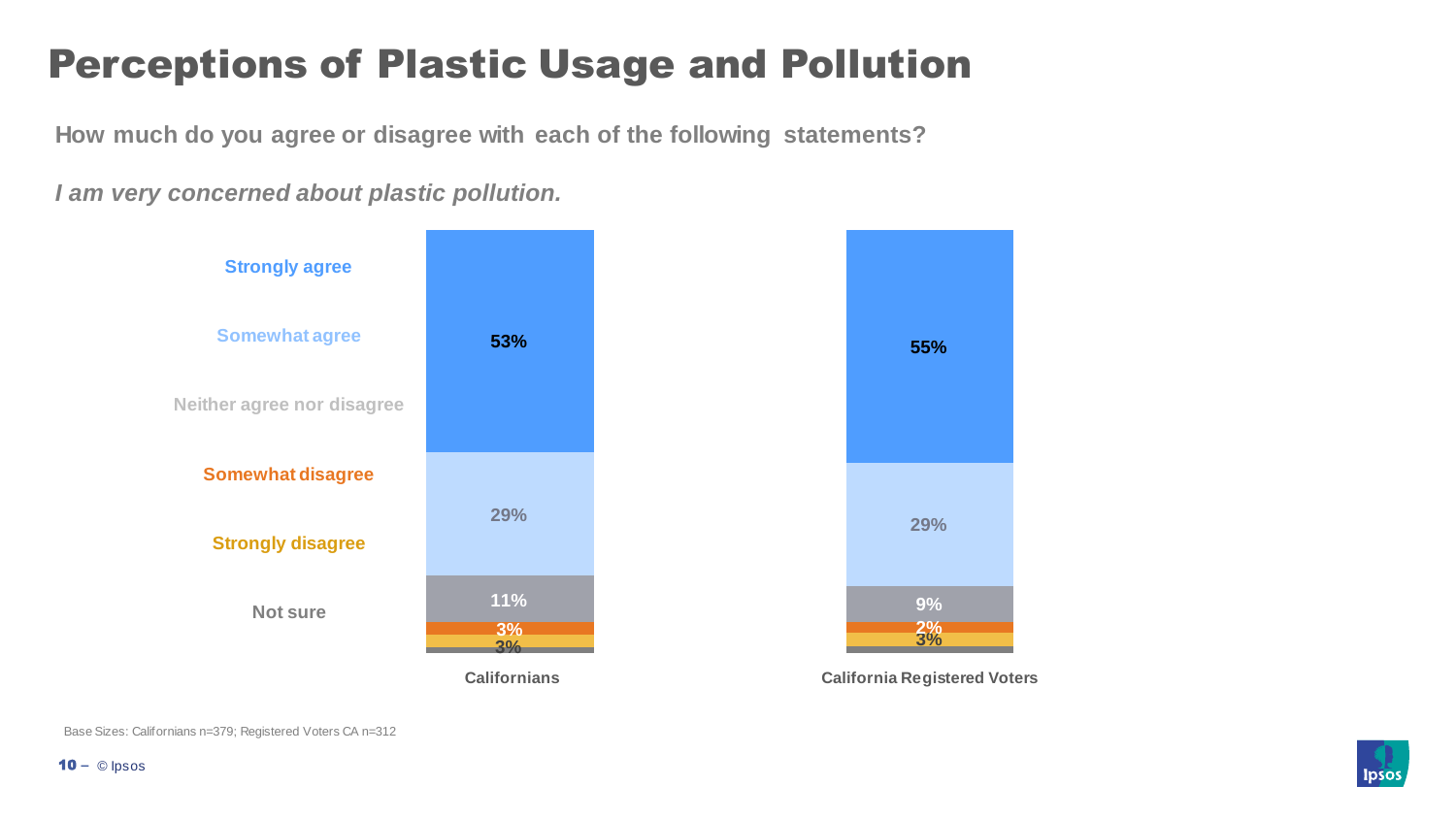# Perceptions of Plastic Usage and Pollution

How much do you agree or disagree with each of the following statements?

*I am very concerned about plastic pollution.*

| Response | Californians | California Registered Voters |
| --- | --- | --- |
| Strongly agree | 53% | 55% |
| Somewhat agree | 29% | 29% |
| Neither agree nor disagree | 11% | 9% |
| Somewhat disagree | 3% | 2% |
| Strongly disagree | 3% | 3% |
| Not sure | | |

Base Sizes: Californians n=379; Registered Voters CA n=312

© Ipsos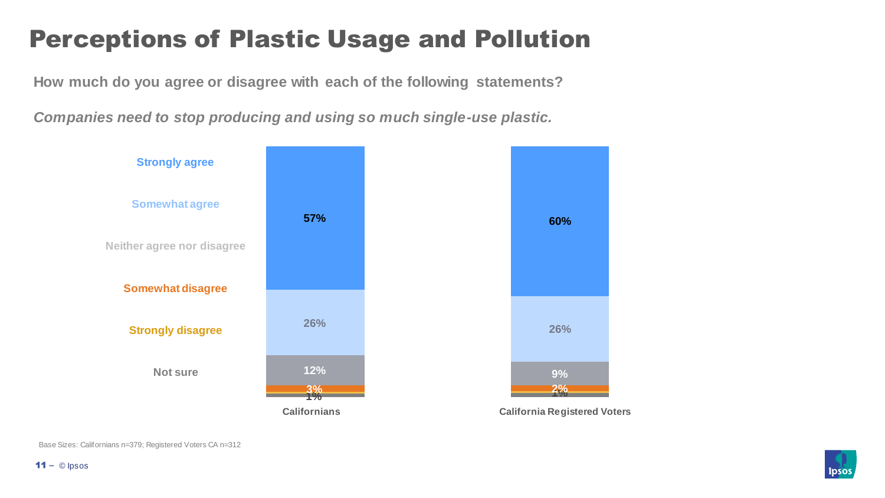# Perceptions of Plastic Usage and Pollution

**How much do you agree or disagree with each of the following statements?**

***Companies need to stop producing and using so much single-use plastic.***

| | Californians | California Registered Voters |
|---|---|---|
| Strongly agree | 57% | 60% |
| Somewhat agree | 26% | 26% |
| Neither agree nor disagree | 12% | 9% |
| Somewhat disagree | 3% | 2% |
| Strongly disagree | | |
| Not sure | 1% | 1% |

Base Sizes: Californians n=379; Registered Voters CA n=312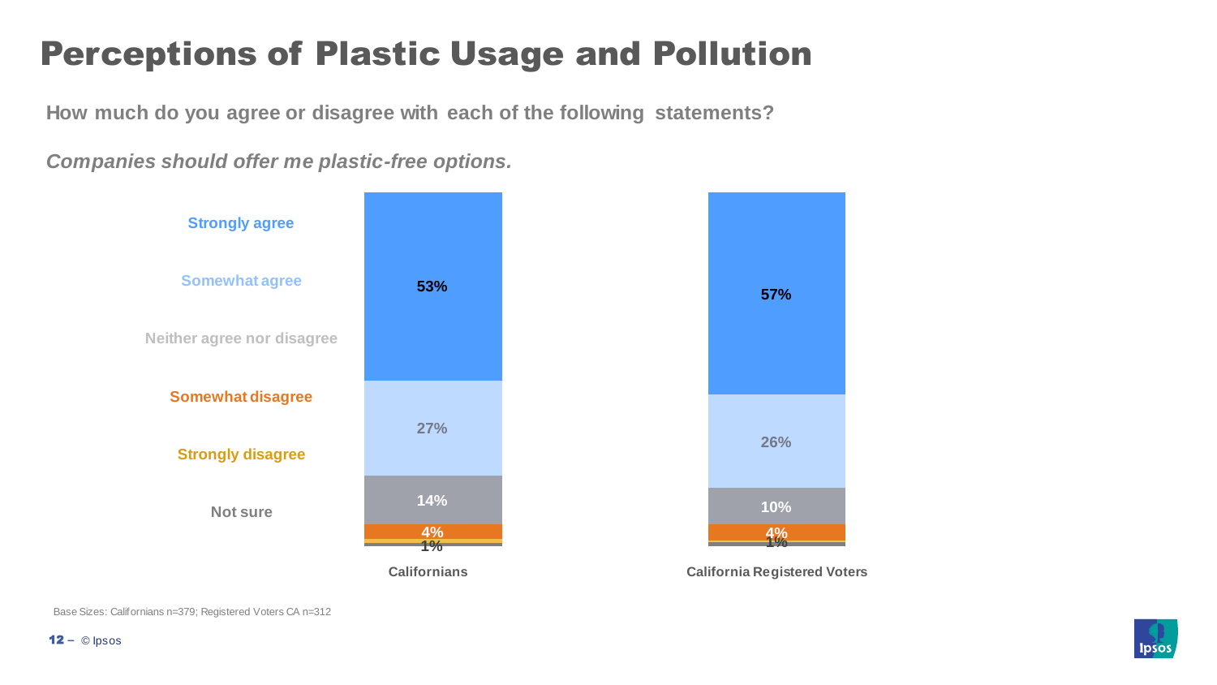# Perceptions of Plastic Usage and Pollution

**How much do you agree or disagree with each of the following statements?**

***Companies should offer me plastic-free options.***

| | Californians | California Registered Voters |
|---|---|---|
| Strongly agree | 53% | 57% |
| Somewhat agree | 27% | 26% |
| Neither agree nor disagree | 14% | 10% |
| Somewhat disagree | 4% | 4% |
| Strongly disagree | 1% | |
| Not sure | | 1% |

Base Sizes: Californians n=379; Registered Voters CA n=312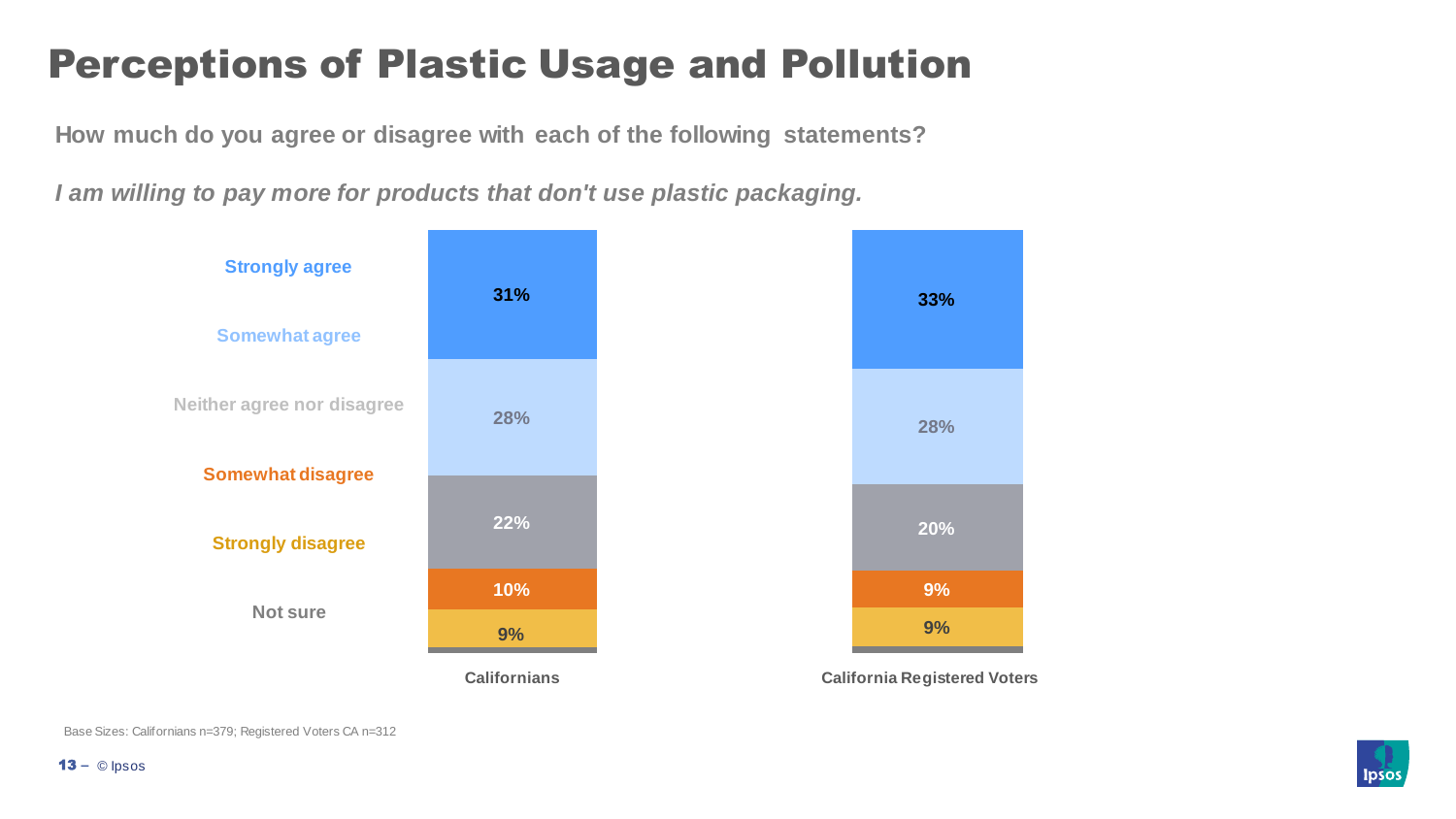# Perceptions of Plastic Usage and Pollution

**How much do you agree or disagree with each of the following statements?**

***I am willing to pay more for products that don't use plastic packaging.***

| | Californians | California Registered Voters |
|---|---|---|
| Strongly agree | 31% | 33% |
| Somewhat agree | 28% | 28% |
| Neither agree nor disagree | 22% | 20% |
| Somewhat disagree | 10% | 9% |
| Strongly disagree | 9% | 9% |
| Not sure | | |

Base Sizes: Californians n=379; Registered Voters CA n=312

© Ipsos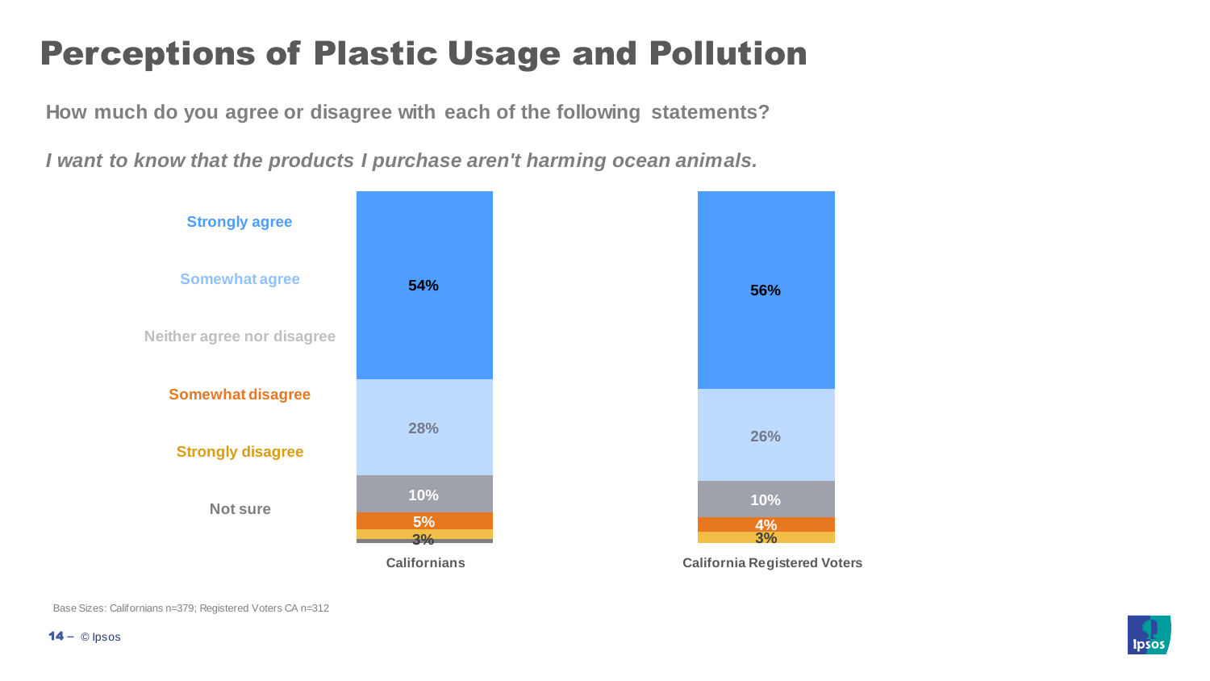# Perceptions of Plastic Usage and Pollution

**How much do you agree or disagree with each of the following statements?**

***I want to know that the products I purchase aren't harming ocean animals.***

| | Californians | California Registered Voters |
|---|---|---|
| Strongly agree | 54% | 56% |
| Somewhat agree | 28% | 26% |
| Neither agree nor disagree | 10% | 10% |
| Somewhat disagree | 5% | 4% |
| Strongly disagree | 3% | 3% |
| Not sure | | |

Base Sizes: Californians n=379; Registered Voters CA n=312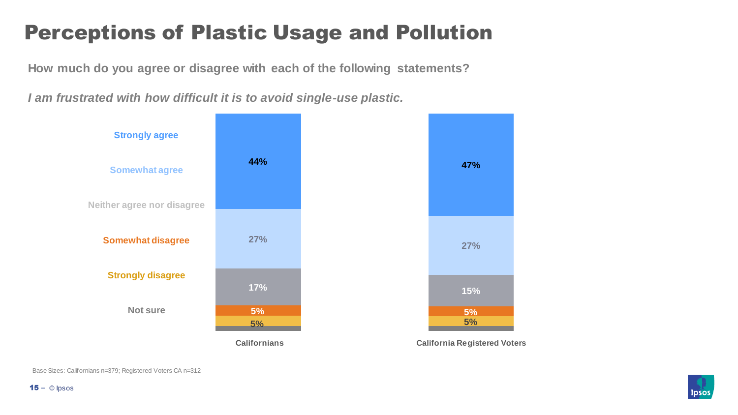# Perceptions of Plastic Usage and Pollution

How much do you agree or disagree with each of the following statements?

*I am frustrated with how difficult it is to avoid single-use plastic.*

| | Californians | California Registered Voters |
|---|---|---|
| Strongly agree | 44% | 47% |
| Somewhat agree | 27% | 27% |
| Neither agree nor disagree | 17% | 15% |
| Somewhat disagree | 5% | 5% |
| Strongly disagree | 5% | 5% |
| Not sure | | |

Base Sizes: Californians n=379; Registered Voters CA n=312

© Ipsos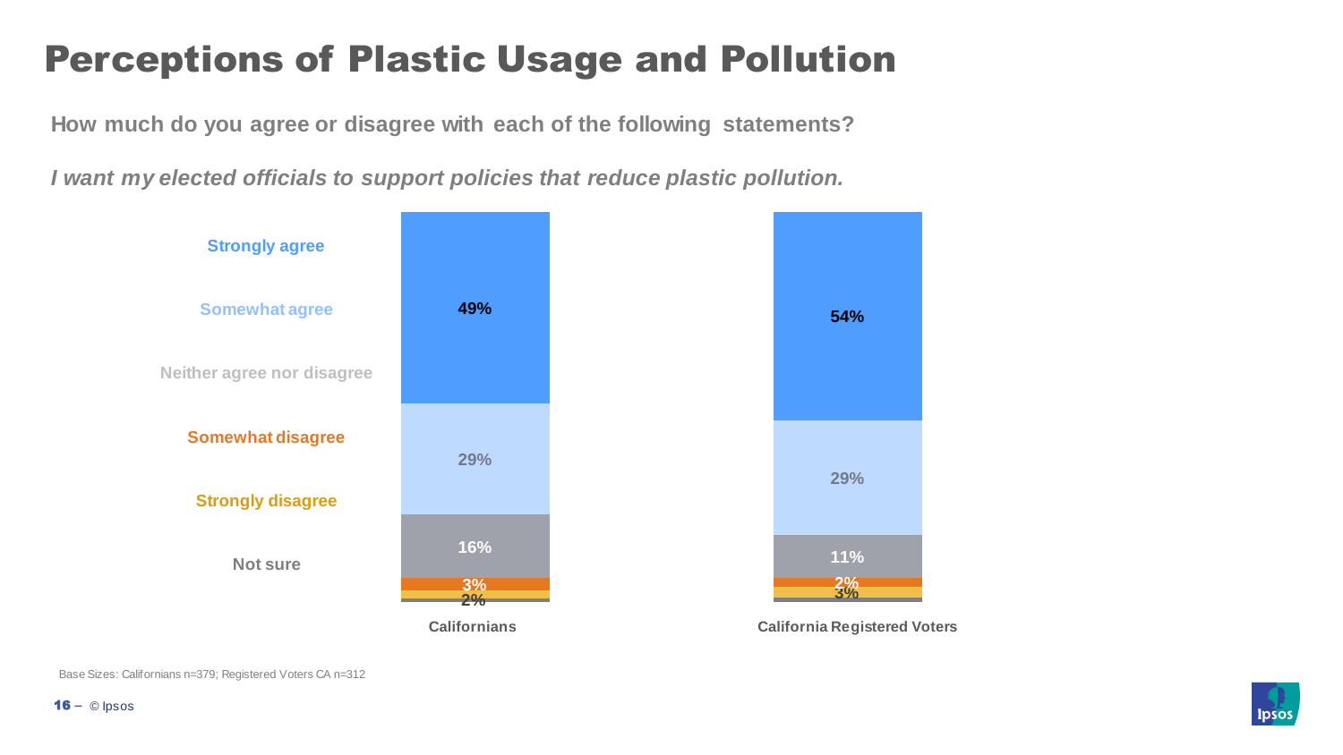# Perceptions of Plastic Usage and Pollution

**How much do you agree or disagree with each of the following statements?**

***I want my elected officials to support policies that reduce plastic pollution.***

| | Californians | California Registered Voters |
|---|---|---|
| Strongly agree | 49% | 54% |
| Somewhat agree | 29% | 29% |
| Neither agree nor disagree | 16% | 11% |
| Somewhat disagree | 3% | 2% |
| Strongly disagree | 2% | 3% |
| Not sure | | |

Base Sizes: Californians n=379; Registered Voters CA n=312

© Ipsos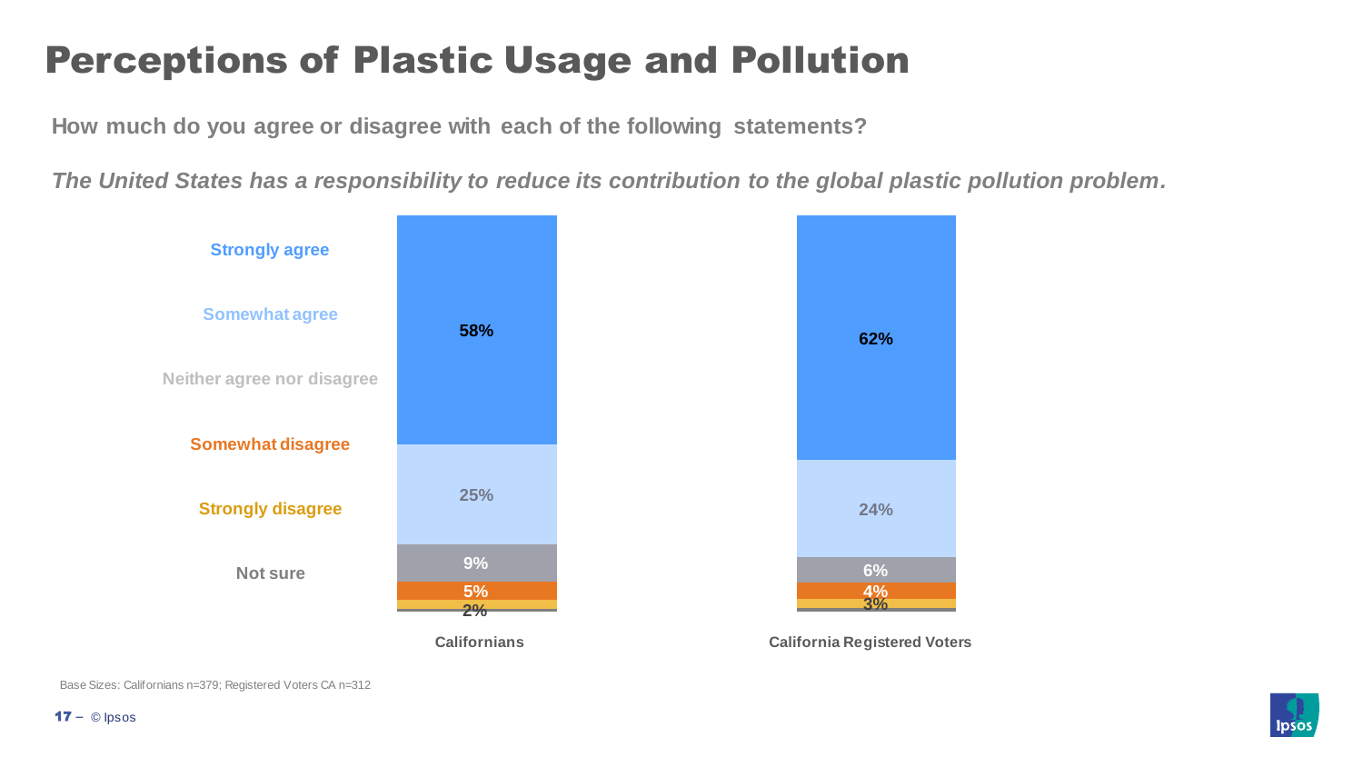# Perceptions of Plastic Usage and Pollution

**How much do you agree or disagree with each of the following statements?**

***The United States has a responsibility to reduce its contribution to the global plastic pollution problem.***

| | Californians | California Registered Voters |
|---|---|---|
| Strongly agree | 58% | 62% |
| Somewhat agree | 25% | 24% |
| Neither agree nor disagree | 9% | 6% |
| Somewhat disagree | 5% | 4% |
| Strongly disagree | 2% | 3% |
| Not sure | | |

Base Sizes: Californians n=379; Registered Voters CA n=312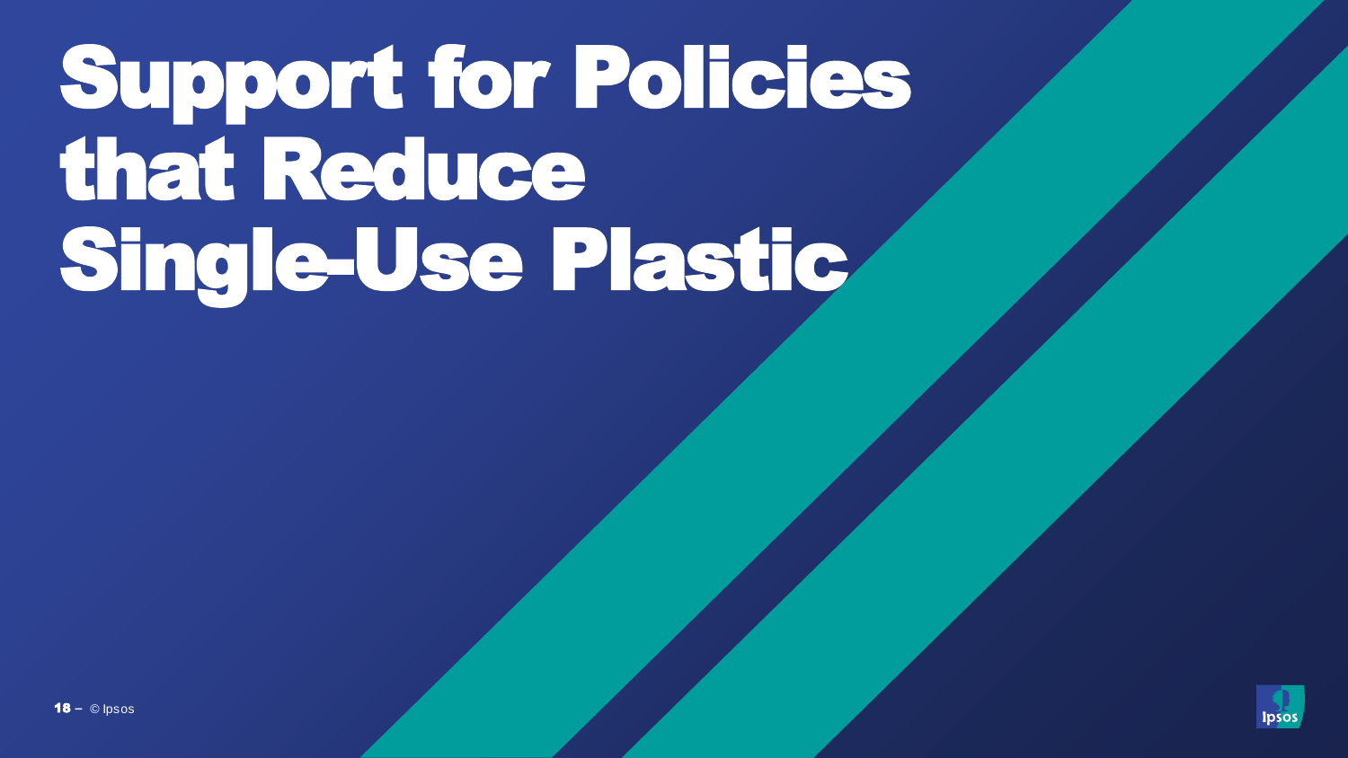# Support for Policies that Reduce Single-Use Plastic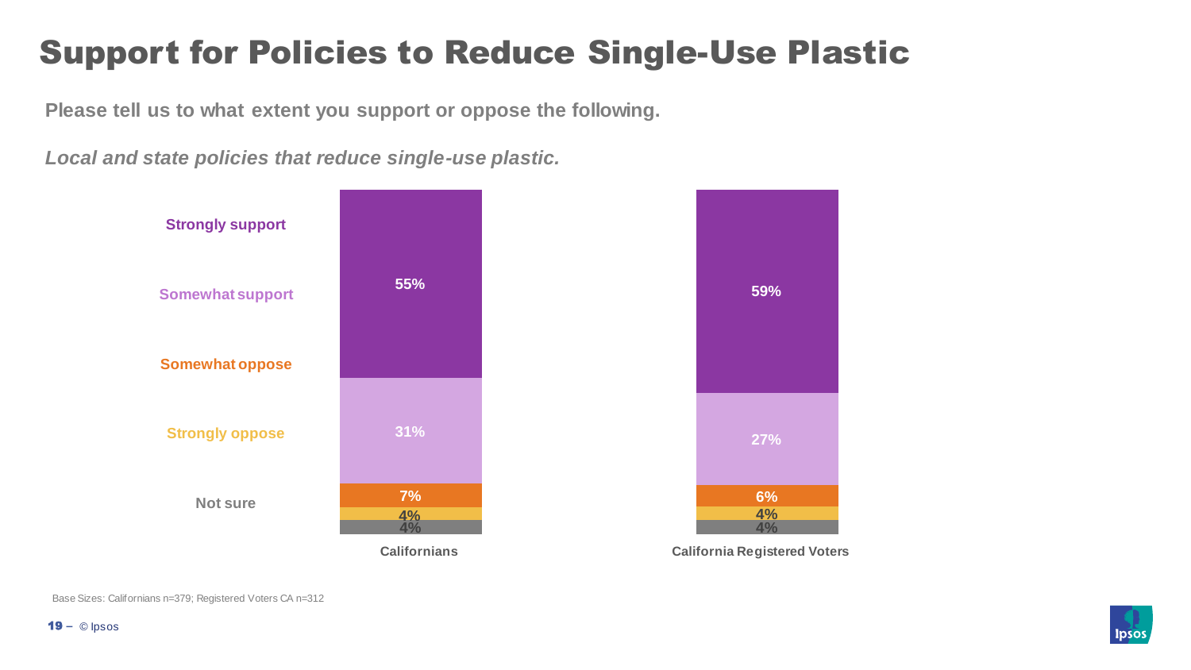# Support for Policies to Reduce Single-Use Plastic

**Please tell us to what extent you support or oppose the following.**

***Local and state policies that reduce single-use plastic.***

| | Californians | California Registered Voters |
|---|---|---|
| Strongly support | 55% | 59% |
| Somewhat support | 31% | 27% |
| Somewhat oppose | 7% | 6% |
| Strongly oppose | 4% | 4% |
| Not sure | 4% | 4% |

Base Sizes: Californians n=379; Registered Voters CA n=312

© Ipsos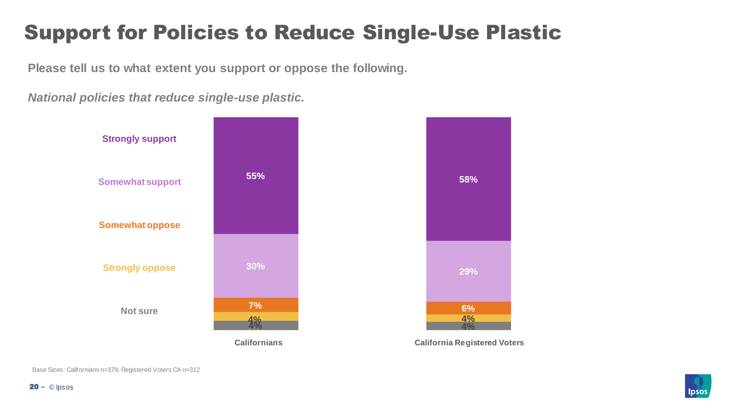# Support for Policies to Reduce Single-Use Plastic

**Please tell us to what extent you support or oppose the following.**

***National policies that reduce single-use plastic.***

| | Californians | California Registered Voters |
|---|---|---|
| Strongly support | 55% | 58% |
| Somewhat support | 30% | 29% |
| Somewhat oppose | 7% | 6% |
| Strongly oppose | 4% | 4% |
| Not sure | 4% | 4% |

Base Sizes: Californians n=379; Registered Voters CA n=312

© Ipsos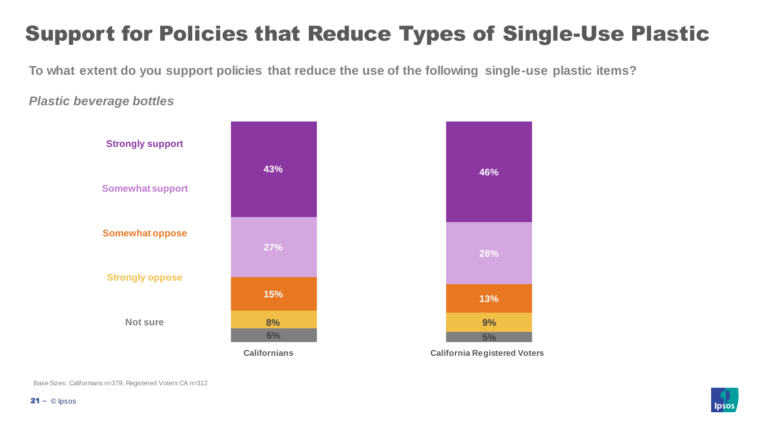# Support for Policies that Reduce Types of Single-Use Plastic

**To what extent do you support policies that reduce the use of the following single-use plastic items?**

***Plastic beverage bottles***

| | Californians | California Registered Voters |
|---|---|---|
| Strongly support | 43% | 46% |
| Somewhat support | 27% | 28% |
| Somewhat oppose | 15% | 13% |
| Strongly oppose | 8% | 9% |
| Not sure | 6% | 5% |

Base Sizes: Californians n=379; Registered Voters CA n=312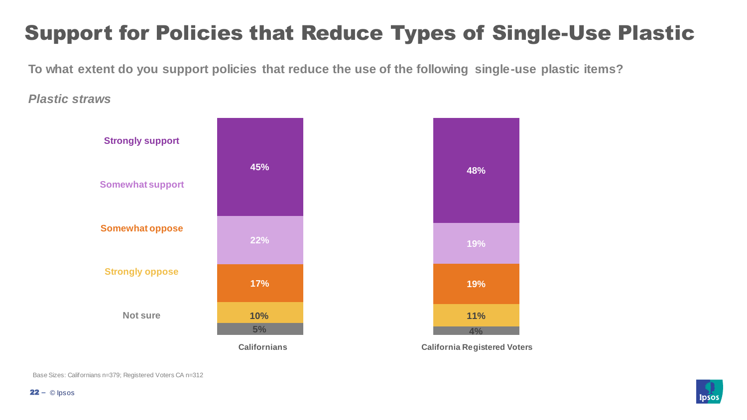# Support for Policies that Reduce Types of Single-Use Plastic

**To what extent do you support policies that reduce the use of the following single-use plastic items?**

***Plastic straws***

| | Californians | California Registered Voters |
|---|---|---|
| Strongly support | 45% | 48% |
| Somewhat support | 22% | 19% |
| Somewhat oppose | 17% | 19% |
| Strongly oppose | 10% | 11% |
| Not sure | 5% | 4% |

Base Sizes: Californians n=379; Registered Voters CA n=312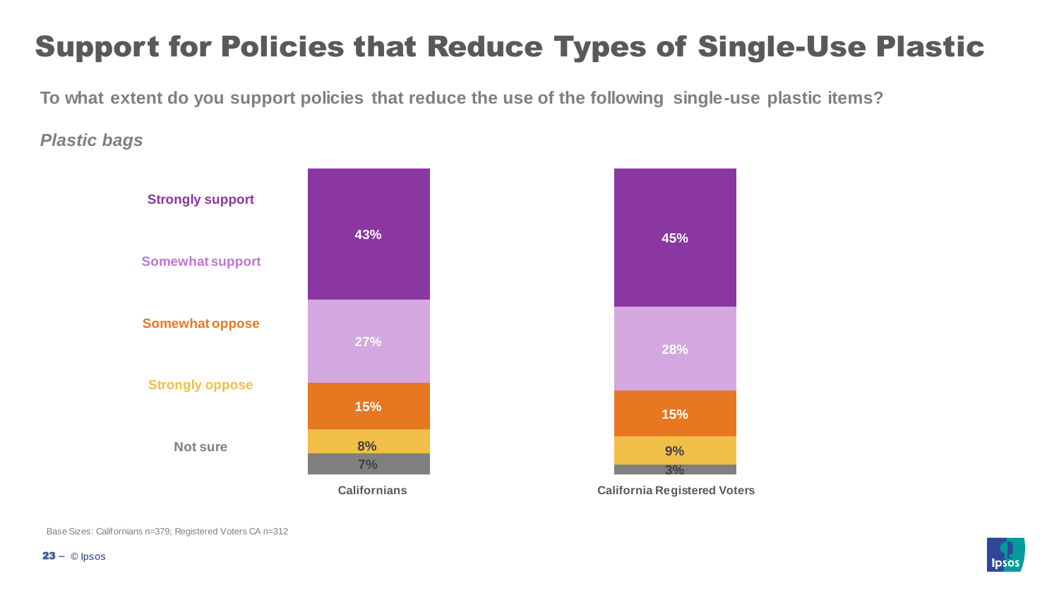# Support for Policies that Reduce Types of Single-Use Plastic

**To what extent do you support policies that reduce the use of the following single-use plastic items?**

***Plastic bags***

| | Californians | California Registered Voters |
|---|---|---|
| Strongly support | 43% | 45% |
| Somewhat support | 27% | 28% |
| Somewhat oppose | 15% | 15% |
| Strongly oppose | 8% | 9% |
| Not sure | 7% | 3% |

Base Sizes: Californians n=379; Registered Voters CA n=312

© Ipsos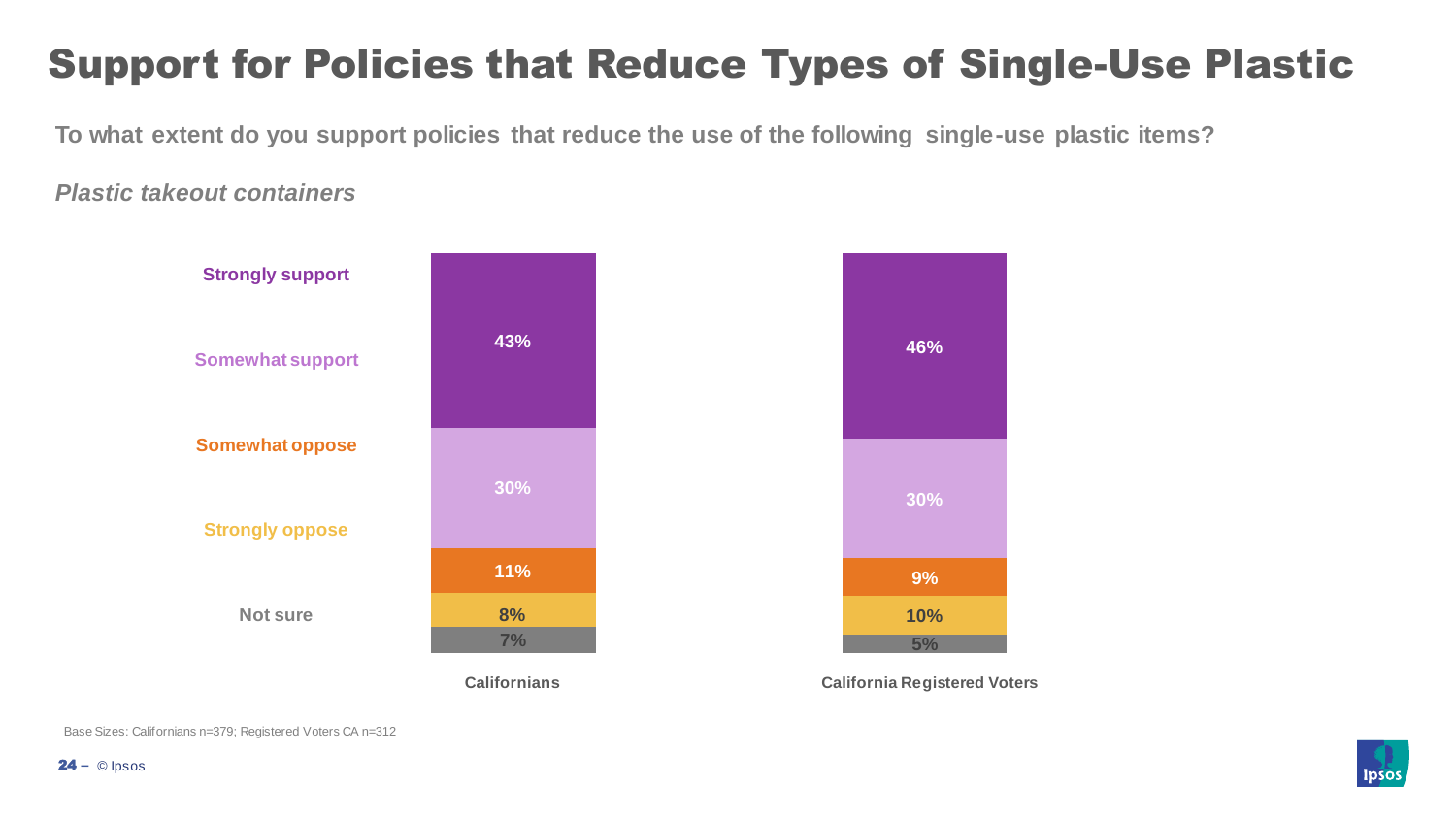# Support for Policies that Reduce Types of Single-Use Plastic

**To what extent do you support policies that reduce the use of the following single-use plastic items?**

***Plastic takeout containers***

| | Californians | California Registered Voters |
|---|---|---|
| Strongly support | 43% | 46% |
| Somewhat support | 30% | 30% |
| Somewhat oppose | 11% | 9% |
| Strongly oppose | 8% | 10% |
| Not sure | 7% | 5% |

Base Sizes: Californians n=379; Registered Voters CA n=312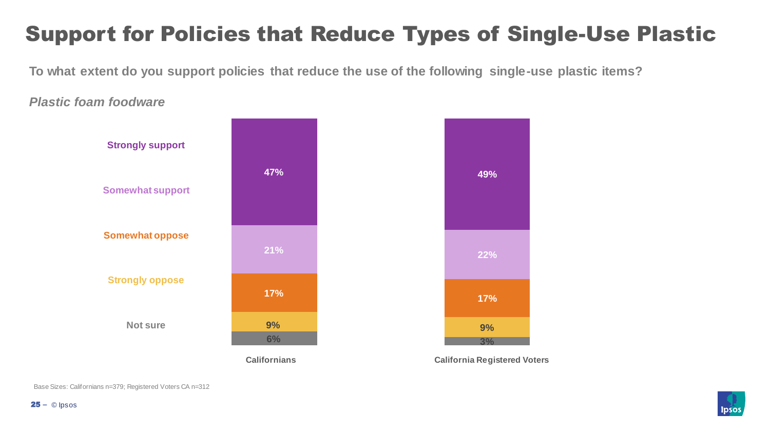# Support for Policies that Reduce Types of Single-Use Plastic

**To what extent do you support policies that reduce the use of the following single-use plastic items?**

***Plastic foam foodware***

| | Californians | California Registered Voters |
|---|---|---|
| Strongly support | 47% | 49% |
| Somewhat support | 21% | 22% |
| Somewhat oppose | 17% | 17% |
| Strongly oppose | 9% | 9% |
| Not sure | 6% | 3% |

Base Sizes: Californians n=379; Registered Voters CA n=312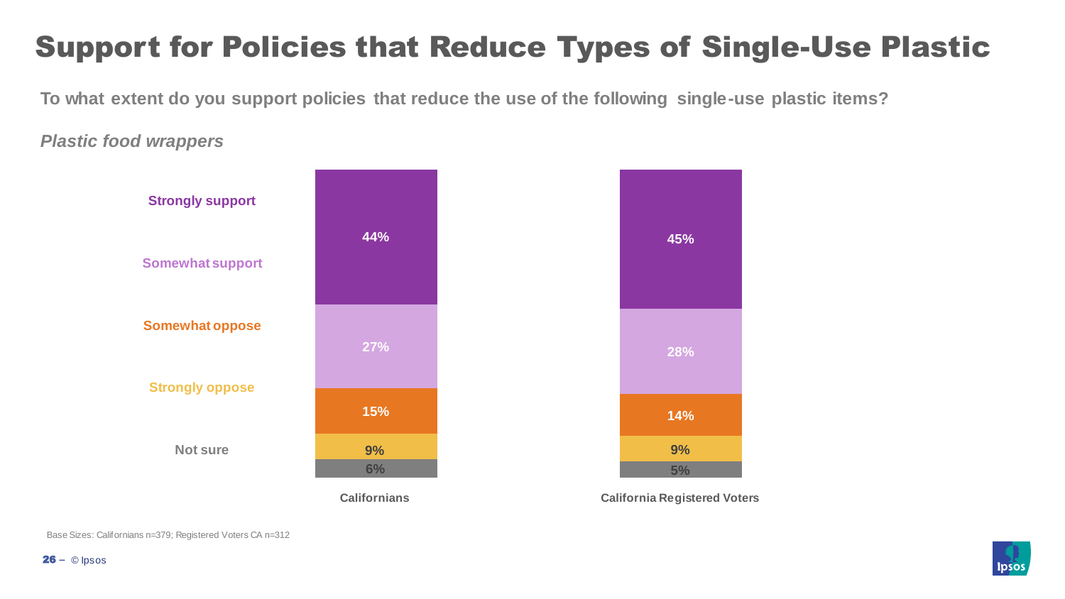# Support for Policies that Reduce Types of Single-Use Plastic

**To what extent do you support policies that reduce the use of the following single-use plastic items?**

*Plastic food wrappers*

| | Californians | California Registered Voters |
|---|---|---|
| Strongly support | 44% | 45% |
| Somewhat support | 27% | 28% |
| Somewhat oppose | 15% | 14% |
| Strongly oppose | 9% | 9% |
| Not sure | 6% | 5% |

Base Sizes: Californians n=379; Registered Voters CA n=312

© Ipsos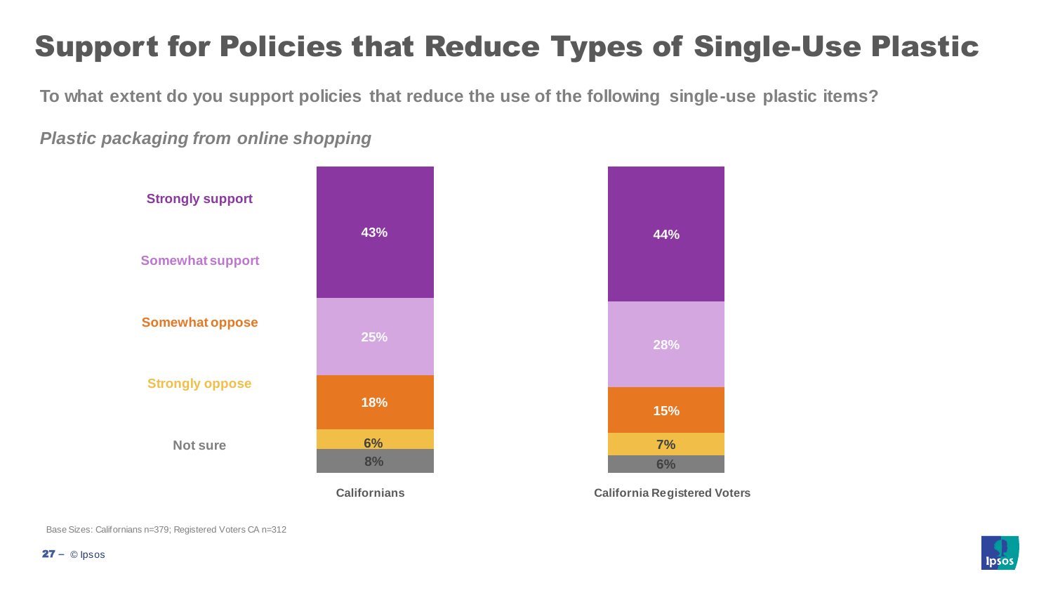# Support for Policies that Reduce Types of Single-Use Plastic

**To what extent do you support policies that reduce the use of the following single-use plastic items?**

*Plastic packaging from online shopping*

| | Californians | California Registered Voters |
|---|---|---|
| Strongly support | 43% | 44% |
| Somewhat support | 25% | 28% |
| Somewhat oppose | 18% | 15% |
| Strongly oppose | 6% | 7% |
| Not sure | 8% | 6% |

Base Sizes: Californians n=379; Registered Voters CA n=312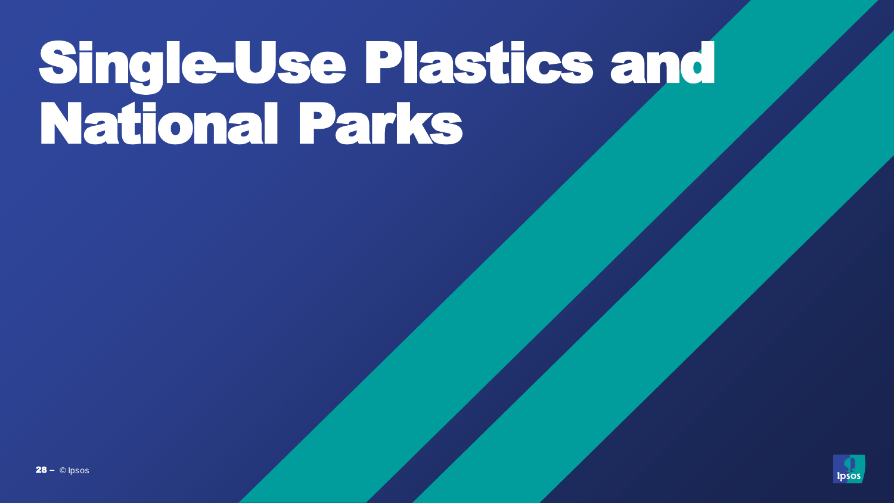# Single-Use Plastics and National Parks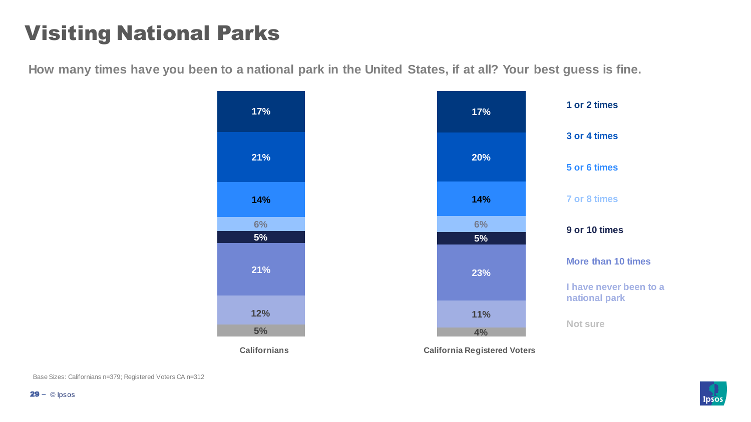# Visiting National Parks

**How many times have you been to a national park in the United States, if at all? Your best guess is fine.**

| | Californians | California Registered Voters |
|---|---|---|
| 1 or 2 times | 17% | 17% |
| 3 or 4 times | 21% | 20% |
| 5 or 6 times | 14% | 14% |
| 7 or 8 times | 6% | 6% |
| 9 or 10 times | 5% | 5% |
| More than 10 times | 21% | 23% |
| I have never been to a national park | 12% | 11% |
| Not sure | 5% | 4% |

Base Sizes: Californians n=379; Registered Voters CA n=312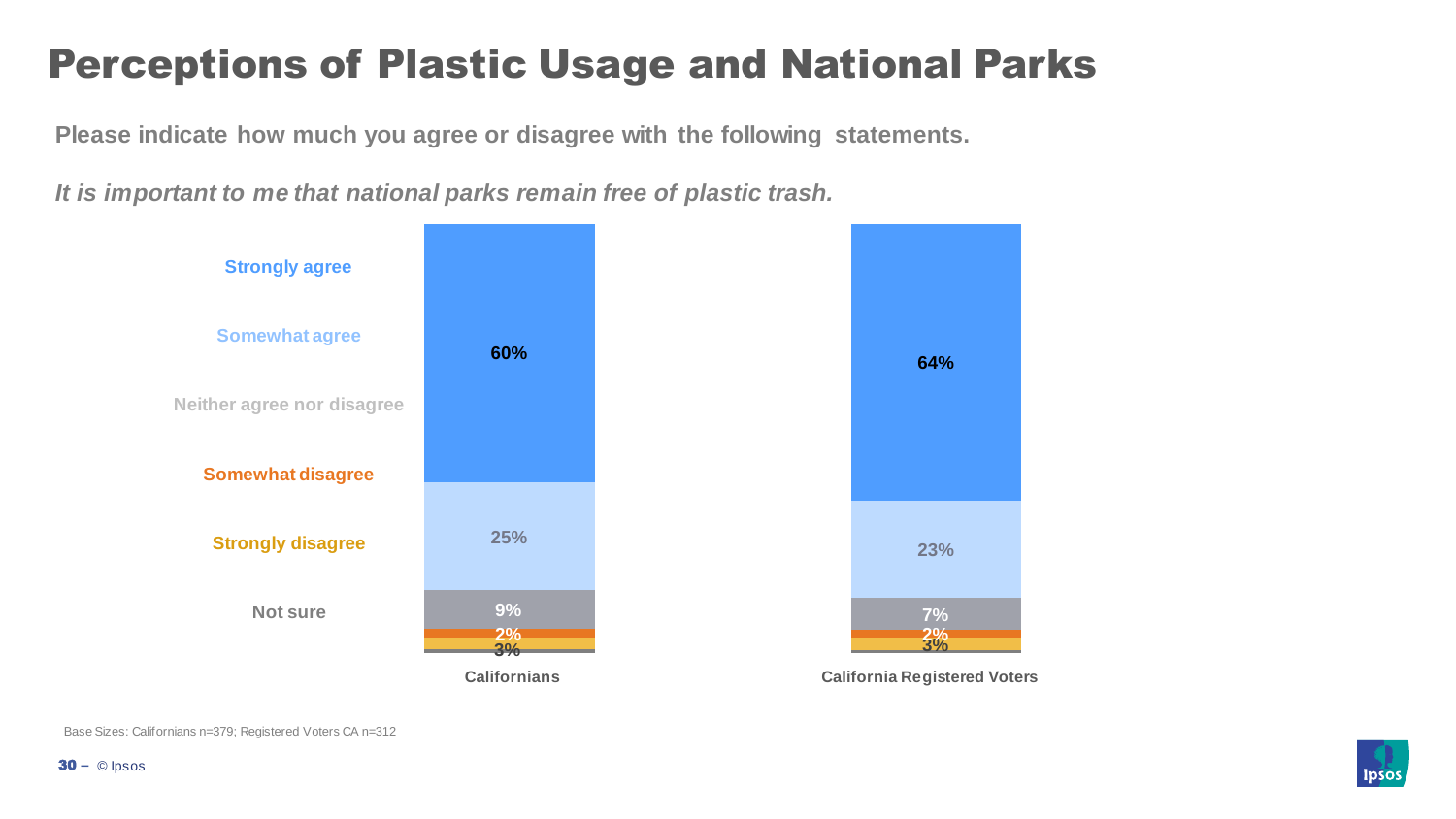# Perceptions of Plastic Usage and National Parks

**Please indicate how much you agree or disagree with the following statements.**

***It is important to me that national parks remain free of plastic trash.***

| | Californians | California Registered Voters |
|---|---|---|
| Strongly agree | 60% | 64% |
| Somewhat agree | 25% | 23% |
| Neither agree nor disagree | 9% | 7% |
| Somewhat disagree | 2% | 2% |
| Strongly disagree | 3% | 3% |
| Not sure | | |

Base Sizes: Californians n=379; Registered Voters CA n=312

© Ipsos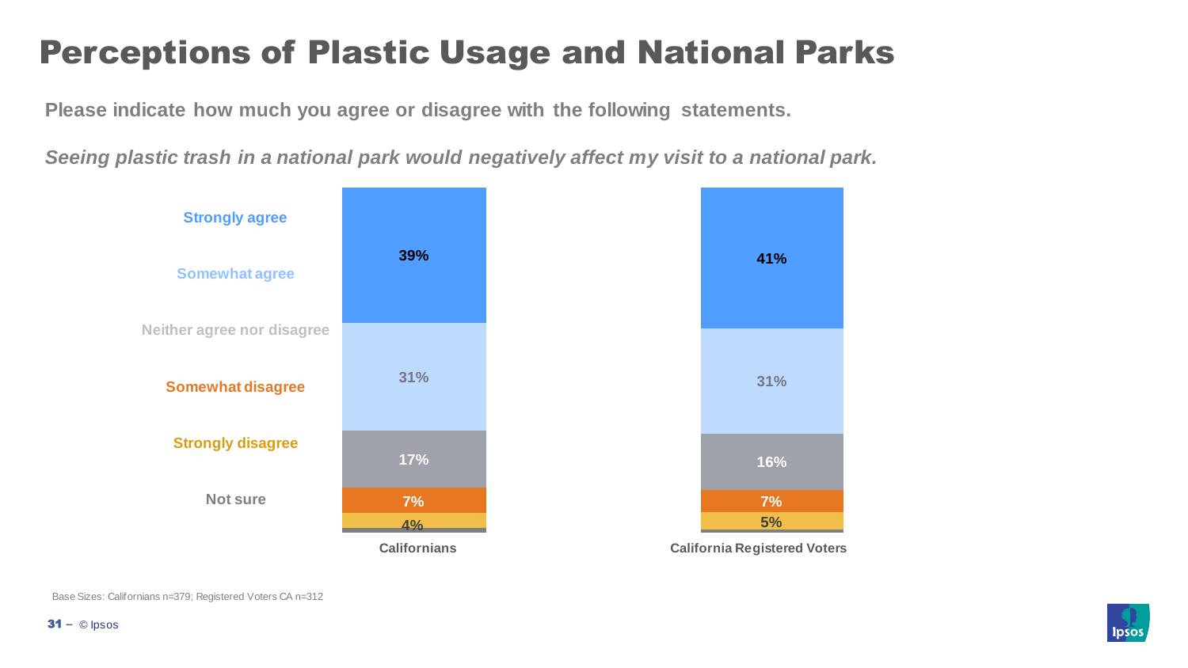# Perceptions of Plastic Usage and National Parks

**Please indicate how much you agree or disagree with the following statements.**

***Seeing plastic trash in a national park would negatively affect my visit to a national park.***

| | Californians | California Registered Voters |
|---|---|---|
| Strongly agree | 39% | 41% |
| Somewhat agree | 31% | 31% |
| Neither agree nor disagree | 17% | 16% |
| Somewhat disagree | 7% | 7% |
| Strongly disagree | 4% | 5% |
| Not sure | | |

Base Sizes: Californians n=379; Registered Voters CA n=312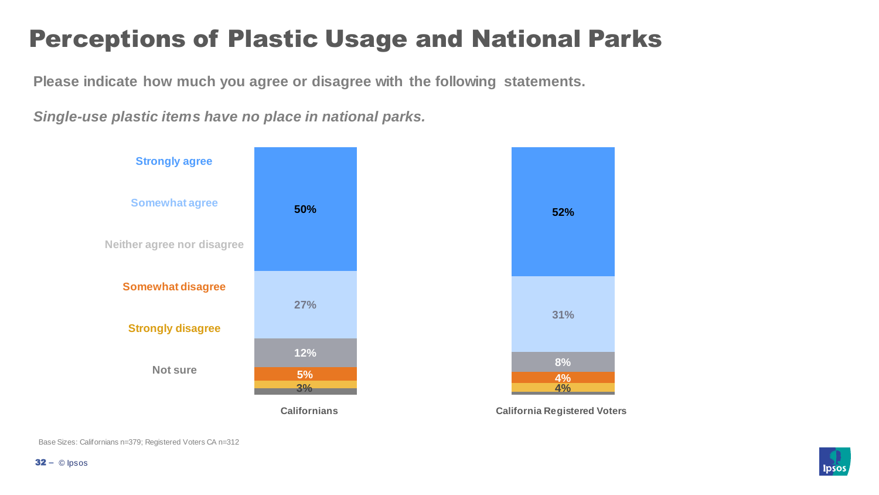# Perceptions of Plastic Usage and National Parks

**Please indicate how much you agree or disagree with the following statements.**

***Single-use plastic items have no place in national parks.***

| | Californians | California Registered Voters |
|---|---|---|
| Strongly agree | 50% | 52% |
| Somewhat agree | 27% | 31% |
| Neither agree nor disagree | 12% | 8% |
| Somewhat disagree | 5% | 4% |
| Strongly disagree | 3% | 4% |
| Not sure | | |

Base Sizes: Californians n=379; Registered Voters CA n=312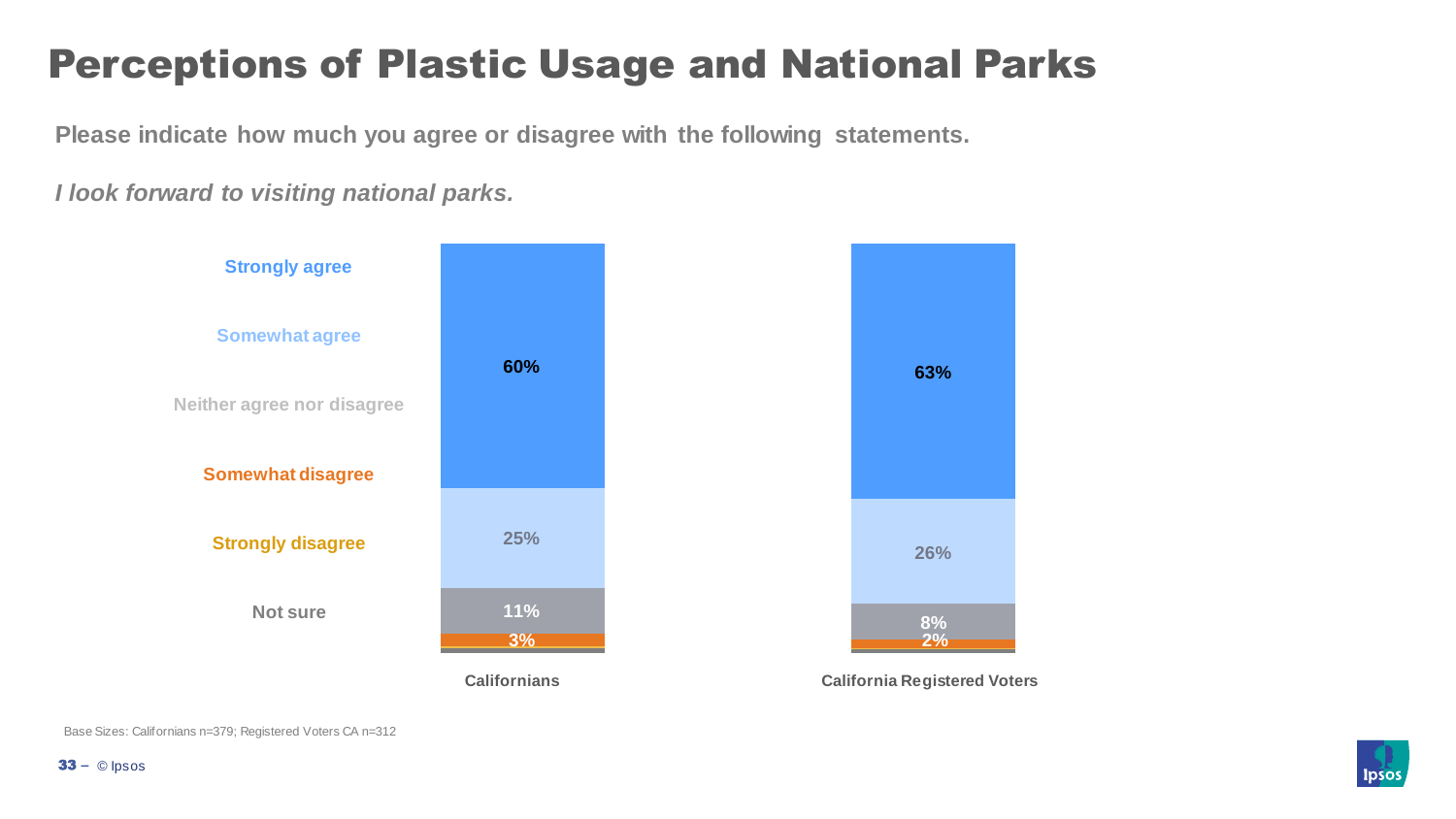# Perceptions of Plastic Usage and National Parks

**Please indicate how much you agree or disagree with the following statements.**

***I look forward to visiting national parks.***

| | Californians | California Registered Voters |
|---|---|---|
| Strongly agree | 60% | 63% |
| Somewhat agree | 25% | 26% |
| Neither agree nor disagree | 11% | 8% |
| Somewhat disagree | 3% | 2% |
| Strongly disagree | | |
| Not sure | | |

Base Sizes: Californians n=379; Registered Voters CA n=312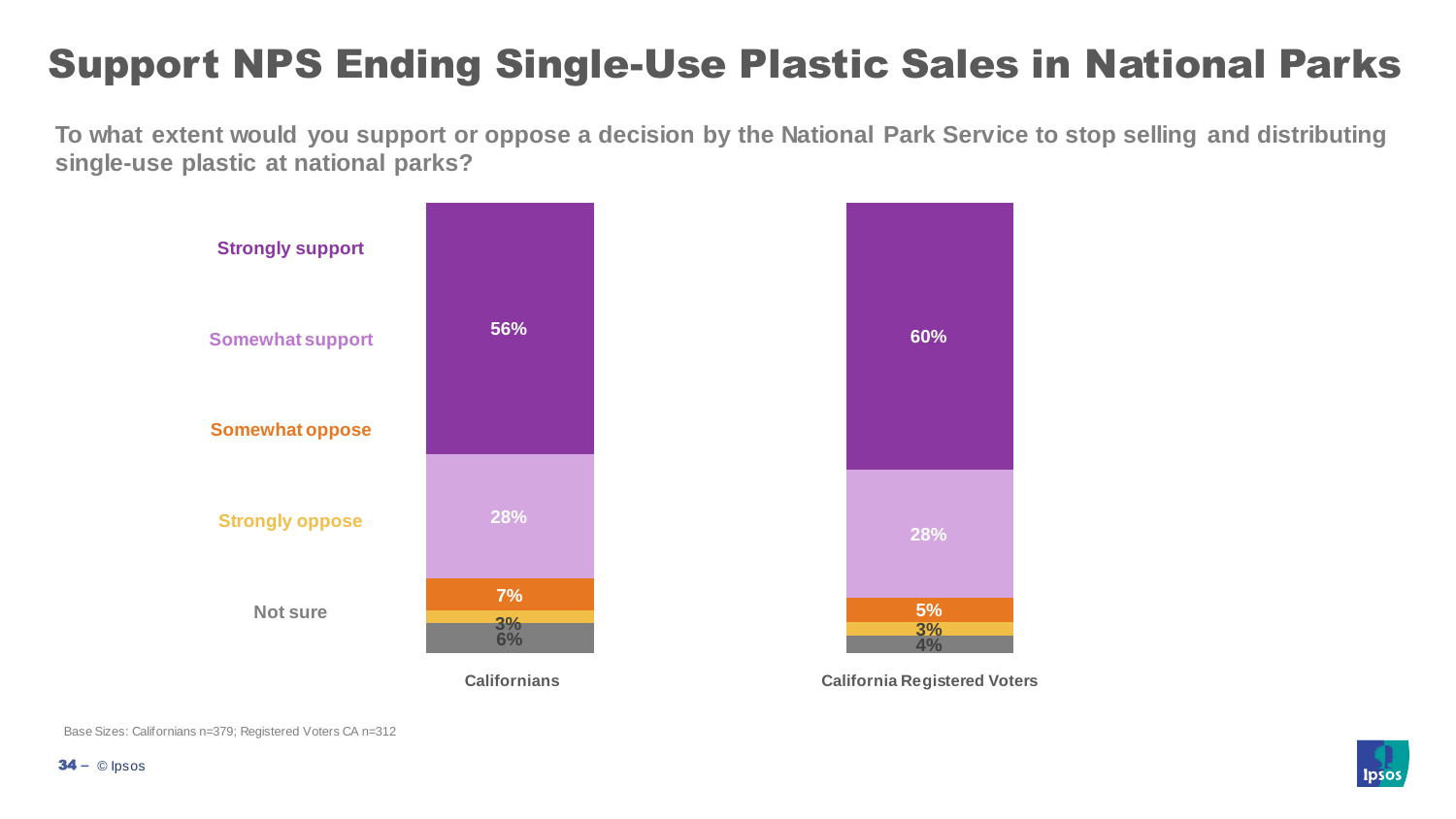# Support NPS Ending Single-Use Plastic Sales in National Parks

**To what extent would you support or oppose a decision by the National Park Service to stop selling and distributing single-use plastic at national parks?**

| | Californians | California Registered Voters |
|---|---|---|
| Strongly support | 56% | 60% |
| Somewhat support | 28% | 28% |
| Somewhat oppose | 7% | 5% |
| Strongly oppose | 3% | 3% |
| Not sure | 6% | 4% |

Base Sizes: Californians n=379; Registered Voters CA n=312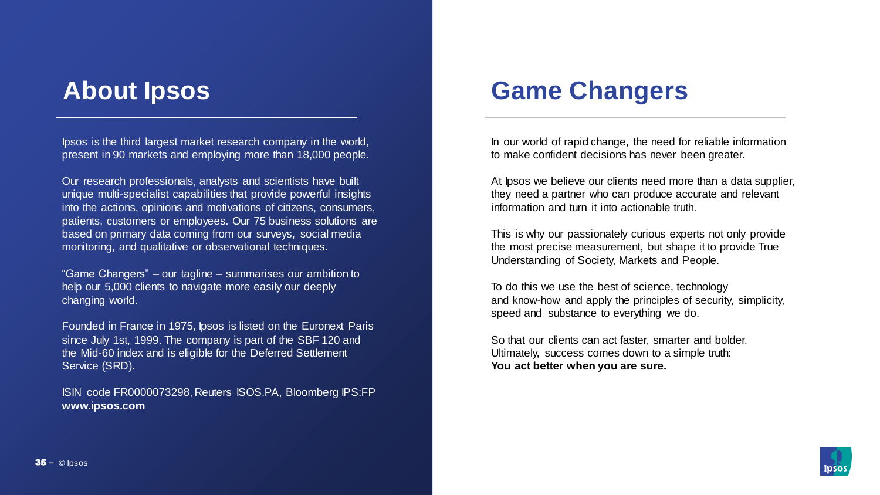## About Ipsos

Ipsos is the third largest market research company in the world, present in 90 markets and employing more than 18,000 people.

Our research professionals, analysts and scientists have built unique multi-specialist capabilities that provide powerful insights into the actions, opinions and motivations of citizens, consumers, patients, customers or employees. Our 75 business solutions are based on primary data coming from our surveys, social media monitoring, and qualitative or observational techniques.

"Game Changers" – our tagline – summarises our ambition to help our 5,000 clients to navigate more easily our deeply changing world.

Founded in France in 1975, Ipsos is listed on the Euronext Paris since July 1st, 1999. The company is part of the SBF 120 and the Mid-60 index and is eligible for the Deferred Settlement Service (SRD).

ISIN code FR0000073298, Reuters ISOS.PA, Bloomberg IPS:FP
**www.ipsos.com**

## Game Changers

In our world of rapid change, the need for reliable information to make confident decisions has never been greater.

At Ipsos we believe our clients need more than a data supplier, they need a partner who can produce accurate and relevant information and turn it into actionable truth.

This is why our passionately curious experts not only provide the most precise measurement, but shape it to provide True Understanding of Society, Markets and People.

To do this we use the best of science, technology and know-how and apply the principles of security, simplicity, speed and substance to everything we do.

So that our clients can act faster, smarter and bolder. Ultimately, success comes down to a simple truth:
**You act better when you are sure.**